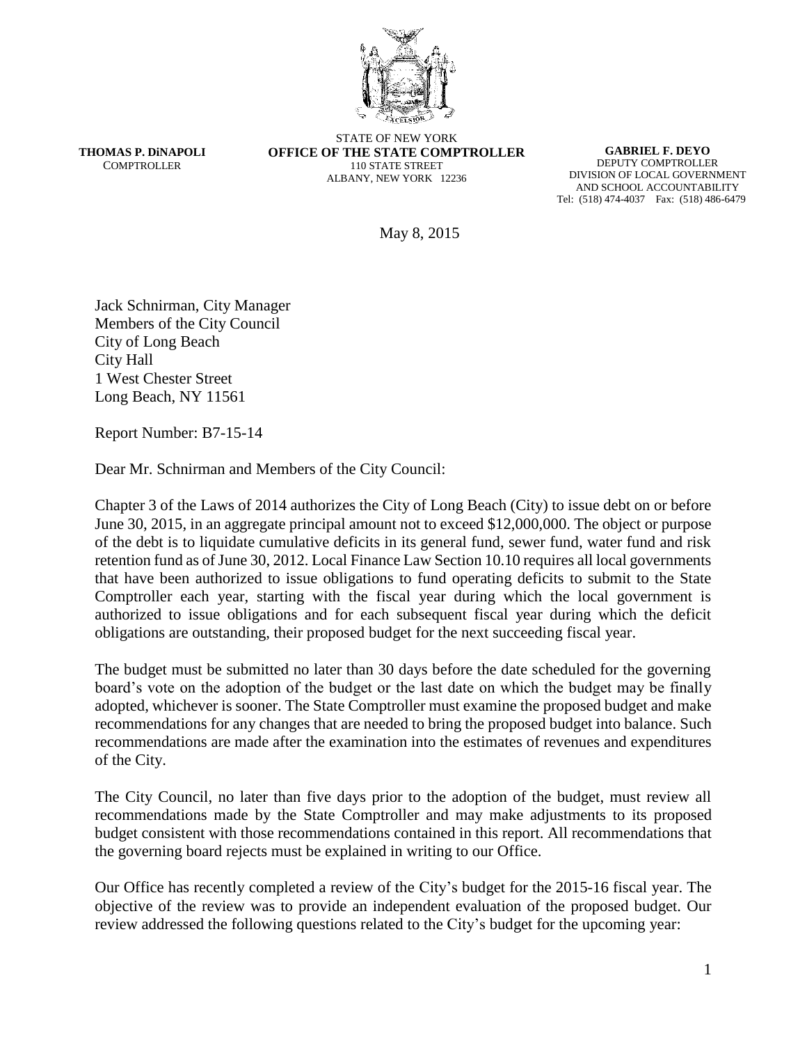**THOMAS P. DiNAPOLI**
COMPTROLLER

STATE OF NEW YORK
**OFFICE OF THE STATE COMPTROLLER**
110 STATE STREET
ALBANY, NEW YORK 12236

**GABRIEL F. DEYO**
DEPUTY COMPTROLLER
DIVISION OF LOCAL GOVERNMENT
AND SCHOOL ACCOUNTABILITY
Tel: (518) 474-4037 Fax: (518) 486-6479

May 8, 2015

Jack Schnirman, City Manager
Members of the City Council
City of Long Beach
City Hall
1 West Chester Street
Long Beach, NY 11561

Report Number: B7-15-14

Dear Mr. Schnirman and Members of the City Council:

Chapter 3 of the Laws of 2014 authorizes the City of Long Beach (City) to issue debt on or before June 30, 2015, in an aggregate principal amount not to exceed $12,000,000. The object or purpose of the debt is to liquidate cumulative deficits in its general fund, sewer fund, water fund and risk retention fund as of June 30, 2012. Local Finance Law Section 10.10 requires all local governments that have been authorized to issue obligations to fund operating deficits to submit to the State Comptroller each year, starting with the fiscal year during which the local government is authorized to issue obligations and for each subsequent fiscal year during which the deficit obligations are outstanding, their proposed budget for the next succeeding fiscal year.

The budget must be submitted no later than 30 days before the date scheduled for the governing board's vote on the adoption of the budget or the last date on which the budget may be finally adopted, whichever is sooner. The State Comptroller must examine the proposed budget and make recommendations for any changes that are needed to bring the proposed budget into balance. Such recommendations are made after the examination into the estimates of revenues and expenditures of the City.

The City Council, no later than five days prior to the adoption of the budget, must review all recommendations made by the State Comptroller and may make adjustments to its proposed budget consistent with those recommendations contained in this report. All recommendations that the governing board rejects must be explained in writing to our Office.

Our Office has recently completed a review of the City's budget for the 2015-16 fiscal year. The objective of the review was to provide an independent evaluation of the proposed budget. Our review addressed the following questions related to the City's budget for the upcoming year: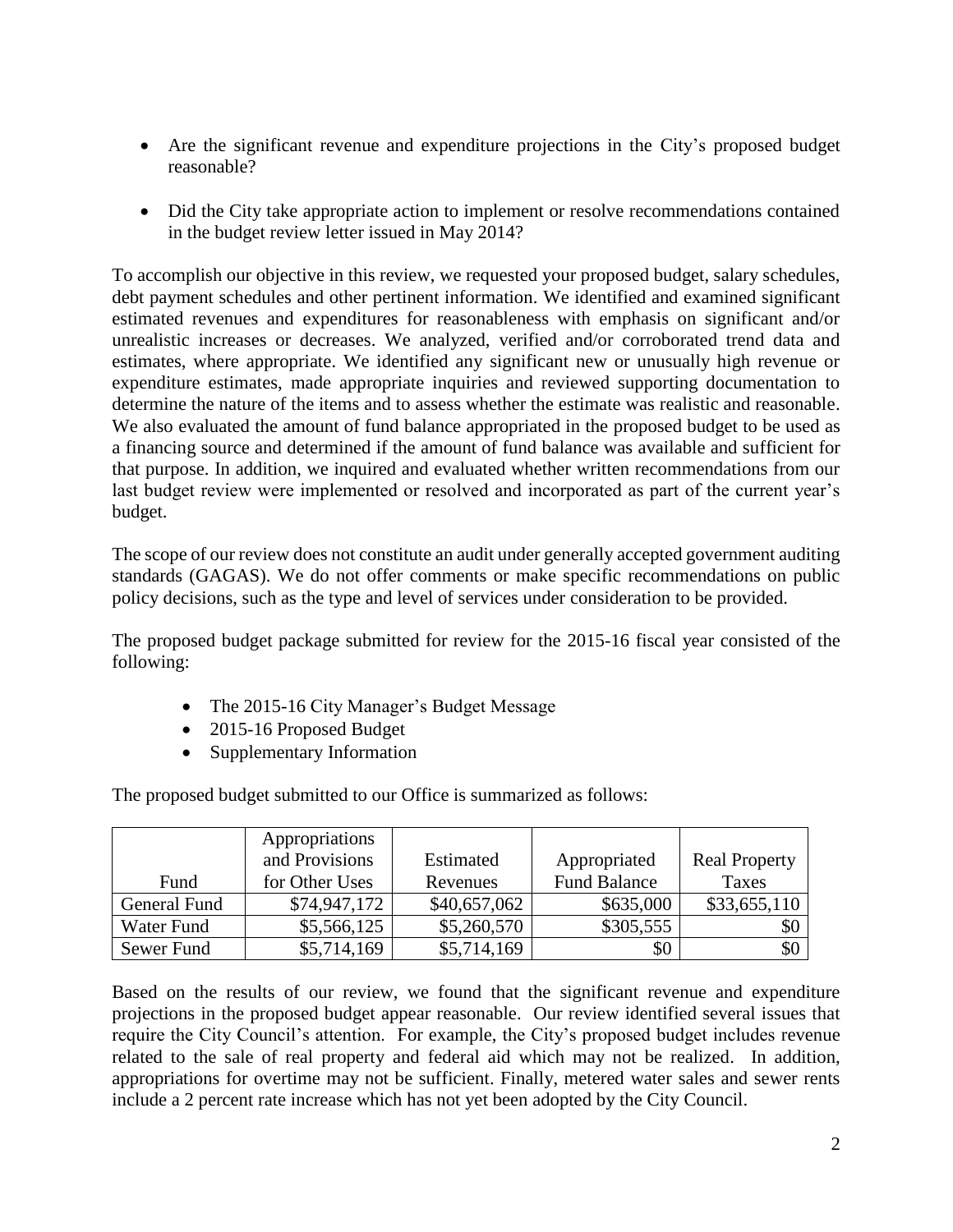- Are the significant revenue and expenditure projections in the City's proposed budget reasonable?

- Did the City take appropriate action to implement or resolve recommendations contained in the budget review letter issued in May 2014?

To accomplish our objective in this review, we requested your proposed budget, salary schedules, debt payment schedules and other pertinent information. We identified and examined significant estimated revenues and expenditures for reasonableness with emphasis on significant and/or unrealistic increases or decreases. We analyzed, verified and/or corroborated trend data and estimates, where appropriate. We identified any significant new or unusually high revenue or expenditure estimates, made appropriate inquiries and reviewed supporting documentation to determine the nature of the items and to assess whether the estimate was realistic and reasonable. We also evaluated the amount of fund balance appropriated in the proposed budget to be used as a financing source and determined if the amount of fund balance was available and sufficient for that purpose. In addition, we inquired and evaluated whether written recommendations from our last budget review were implemented or resolved and incorporated as part of the current year's budget.

The scope of our review does not constitute an audit under generally accepted government auditing standards (GAGAS). We do not offer comments or make specific recommendations on public policy decisions, such as the type and level of services under consideration to be provided.

The proposed budget package submitted for review for the 2015-16 fiscal year consisted of the following:

- The 2015-16 City Manager's Budget Message
- 2015-16 Proposed Budget
- Supplementary Information

The proposed budget submitted to our Office is summarized as follows:

| Fund | Appropriations and Provisions for Other Uses | Estimated Revenues | Appropriated Fund Balance | Real Property Taxes |
|---|---|---|---|---|
| General Fund | $74,947,172 | $40,657,062 | $635,000 | $33,655,110 |
| Water Fund | $5,566,125 | $5,260,570 | $305,555 | $0 |
| Sewer Fund | $5,714,169 | $5,714,169 | $0 | $0 |

Based on the results of our review, we found that the significant revenue and expenditure projections in the proposed budget appear reasonable. Our review identified several issues that require the City Council's attention. For example, the City's proposed budget includes revenue related to the sale of real property and federal aid which may not be realized. In addition, appropriations for overtime may not be sufficient. Finally, metered water sales and sewer rents include a 2 percent rate increase which has not yet been adopted by the City Council.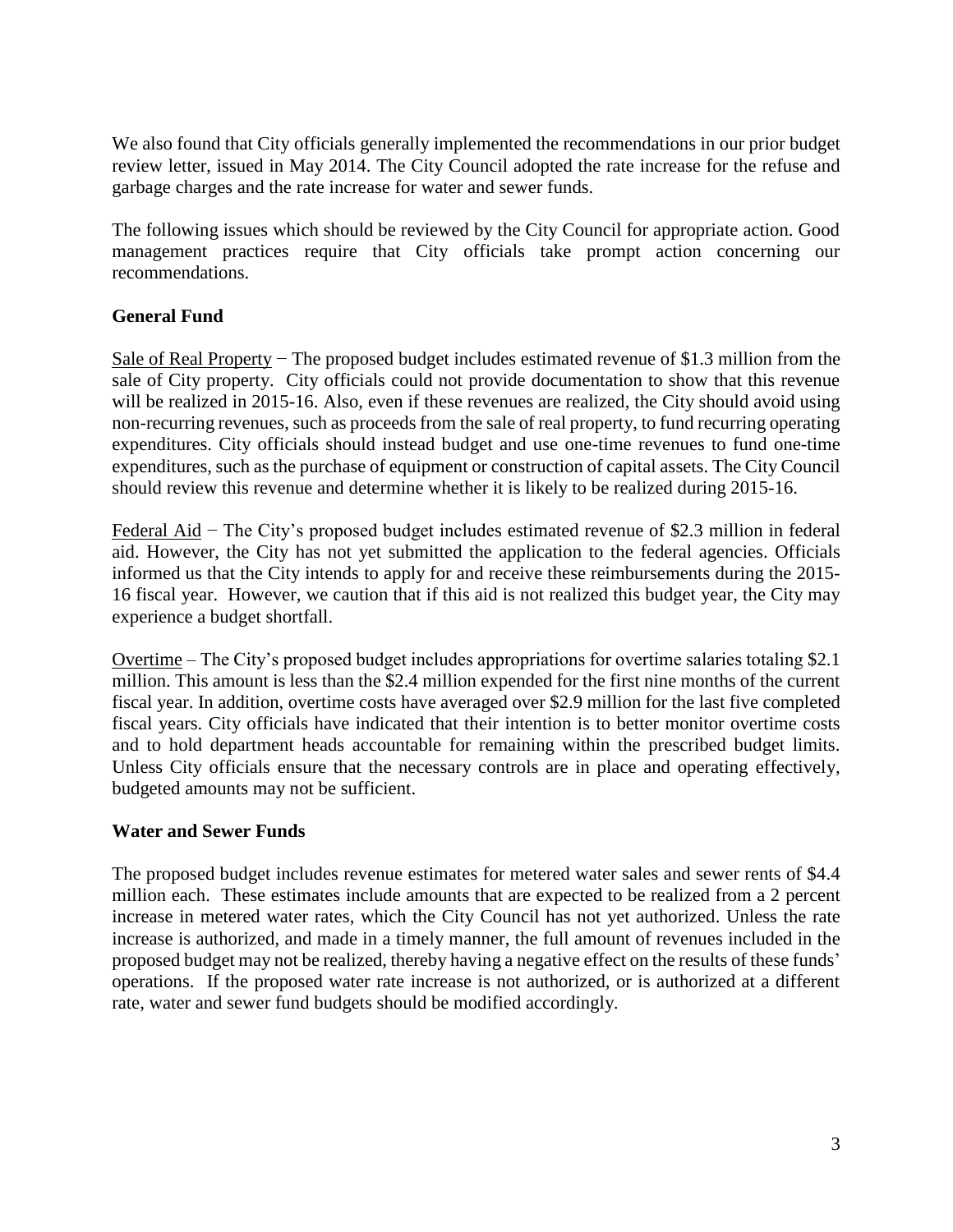We also found that City officials generally implemented the recommendations in our prior budget review letter, issued in May 2014. The City Council adopted the rate increase for the refuse and garbage charges and the rate increase for water and sewer funds.

The following issues which should be reviewed by the City Council for appropriate action. Good management practices require that City officials take prompt action concerning our recommendations.

## General Fund

Sale of Real Property − The proposed budget includes estimated revenue of $1.3 million from the sale of City property. City officials could not provide documentation to show that this revenue will be realized in 2015-16. Also, even if these revenues are realized, the City should avoid using non-recurring revenues, such as proceeds from the sale of real property, to fund recurring operating expenditures. City officials should instead budget and use one-time revenues to fund one-time expenditures, such as the purchase of equipment or construction of capital assets. The City Council should review this revenue and determine whether it is likely to be realized during 2015-16.

Federal Aid − The City's proposed budget includes estimated revenue of $2.3 million in federal aid. However, the City has not yet submitted the application to the federal agencies. Officials informed us that the City intends to apply for and receive these reimbursements during the 2015-16 fiscal year. However, we caution that if this aid is not realized this budget year, the City may experience a budget shortfall.

Overtime – The City's proposed budget includes appropriations for overtime salaries totaling $2.1 million. This amount is less than the $2.4 million expended for the first nine months of the current fiscal year. In addition, overtime costs have averaged over $2.9 million for the last five completed fiscal years. City officials have indicated that their intention is to better monitor overtime costs and to hold department heads accountable for remaining within the prescribed budget limits. Unless City officials ensure that the necessary controls are in place and operating effectively, budgeted amounts may not be sufficient.

## Water and Sewer Funds

The proposed budget includes revenue estimates for metered water sales and sewer rents of $4.4 million each. These estimates include amounts that are expected to be realized from a 2 percent increase in metered water rates, which the City Council has not yet authorized. Unless the rate increase is authorized, and made in a timely manner, the full amount of revenues included in the proposed budget may not be realized, thereby having a negative effect on the results of these funds' operations. If the proposed water rate increase is not authorized, or is authorized at a different rate, water and sewer fund budgets should be modified accordingly.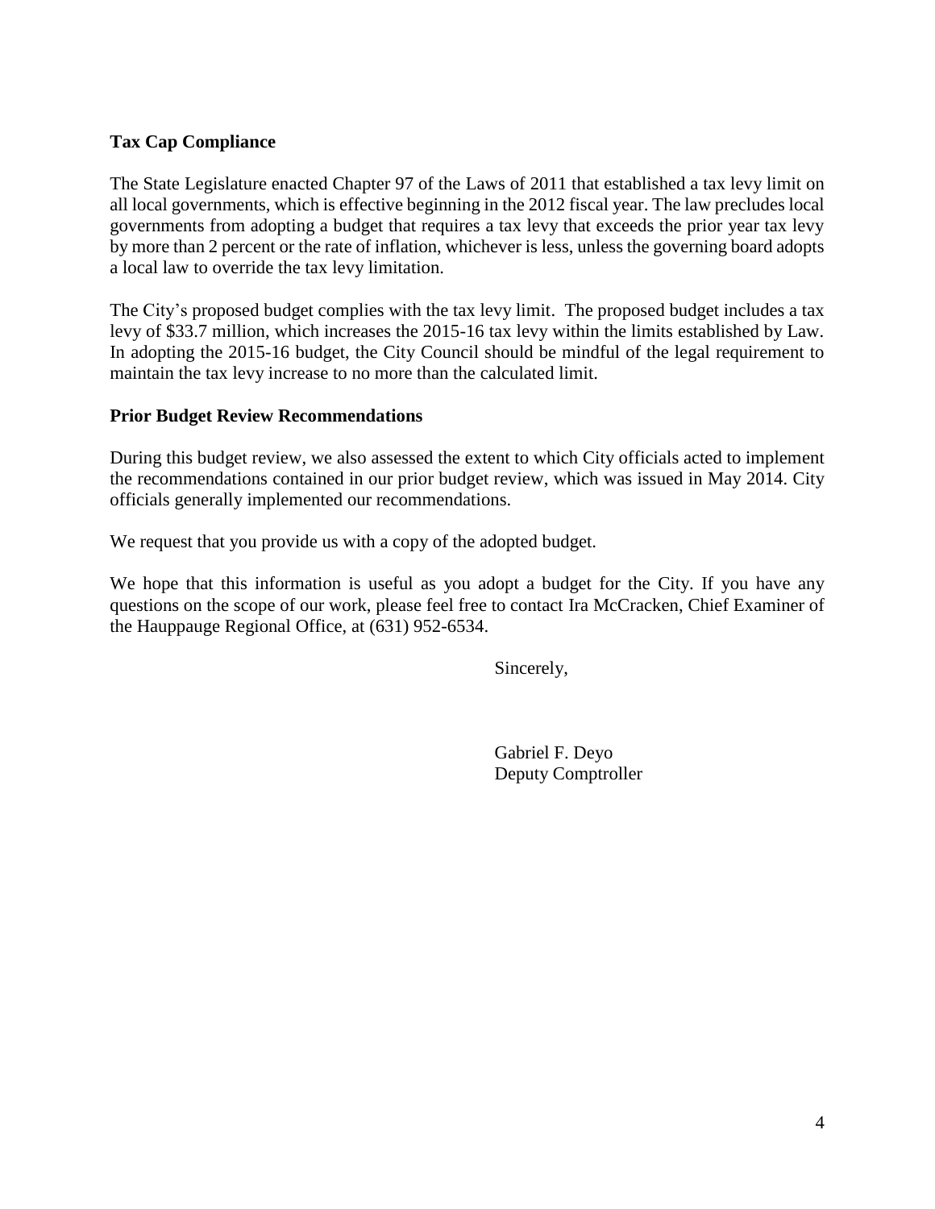## Tax Cap Compliance

The State Legislature enacted Chapter 97 of the Laws of 2011 that established a tax levy limit on all local governments, which is effective beginning in the 2012 fiscal year. The law precludes local governments from adopting a budget that requires a tax levy that exceeds the prior year tax levy by more than 2 percent or the rate of inflation, whichever is less, unless the governing board adopts a local law to override the tax levy limitation.

The City's proposed budget complies with the tax levy limit. The proposed budget includes a tax levy of $33.7 million, which increases the 2015-16 tax levy within the limits established by Law. In adopting the 2015-16 budget, the City Council should be mindful of the legal requirement to maintain the tax levy increase to no more than the calculated limit.

## Prior Budget Review Recommendations

During this budget review, we also assessed the extent to which City officials acted to implement the recommendations contained in our prior budget review, which was issued in May 2014. City officials generally implemented our recommendations.

We request that you provide us with a copy of the adopted budget.

We hope that this information is useful as you adopt a budget for the City. If you have any questions on the scope of our work, please feel free to contact Ira McCracken, Chief Examiner of the Hauppauge Regional Office, at (631) 952-6534.

Sincerely,

Gabriel F. Deyo
Deputy Comptroller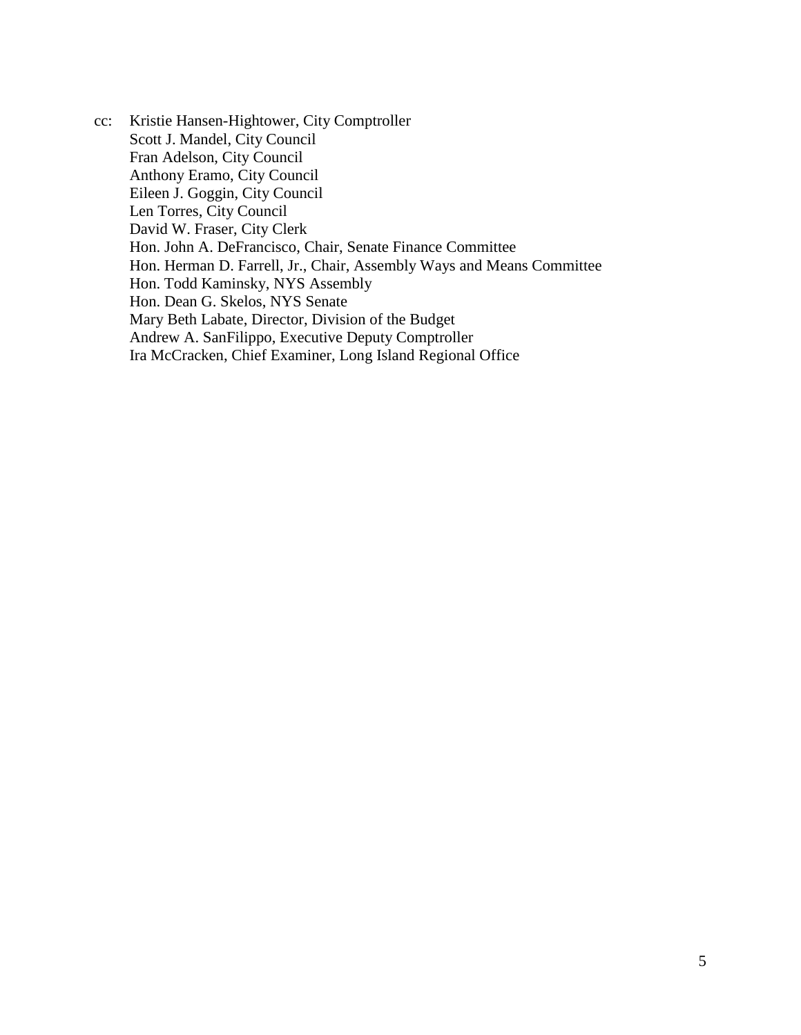cc: Kristie Hansen-Hightower, City Comptroller
Scott J. Mandel, City Council
Fran Adelson, City Council
Anthony Eramo, City Council
Eileen J. Goggin, City Council
Len Torres, City Council
David W. Fraser, City Clerk
Hon. John A. DeFrancisco, Chair, Senate Finance Committee
Hon. Herman D. Farrell, Jr., Chair, Assembly Ways and Means Committee
Hon. Todd Kaminsky, NYS Assembly
Hon. Dean G. Skelos, NYS Senate
Mary Beth Labate, Director, Division of the Budget
Andrew A. SanFilippo, Executive Deputy Comptroller
Ira McCracken, Chief Examiner, Long Island Regional Office